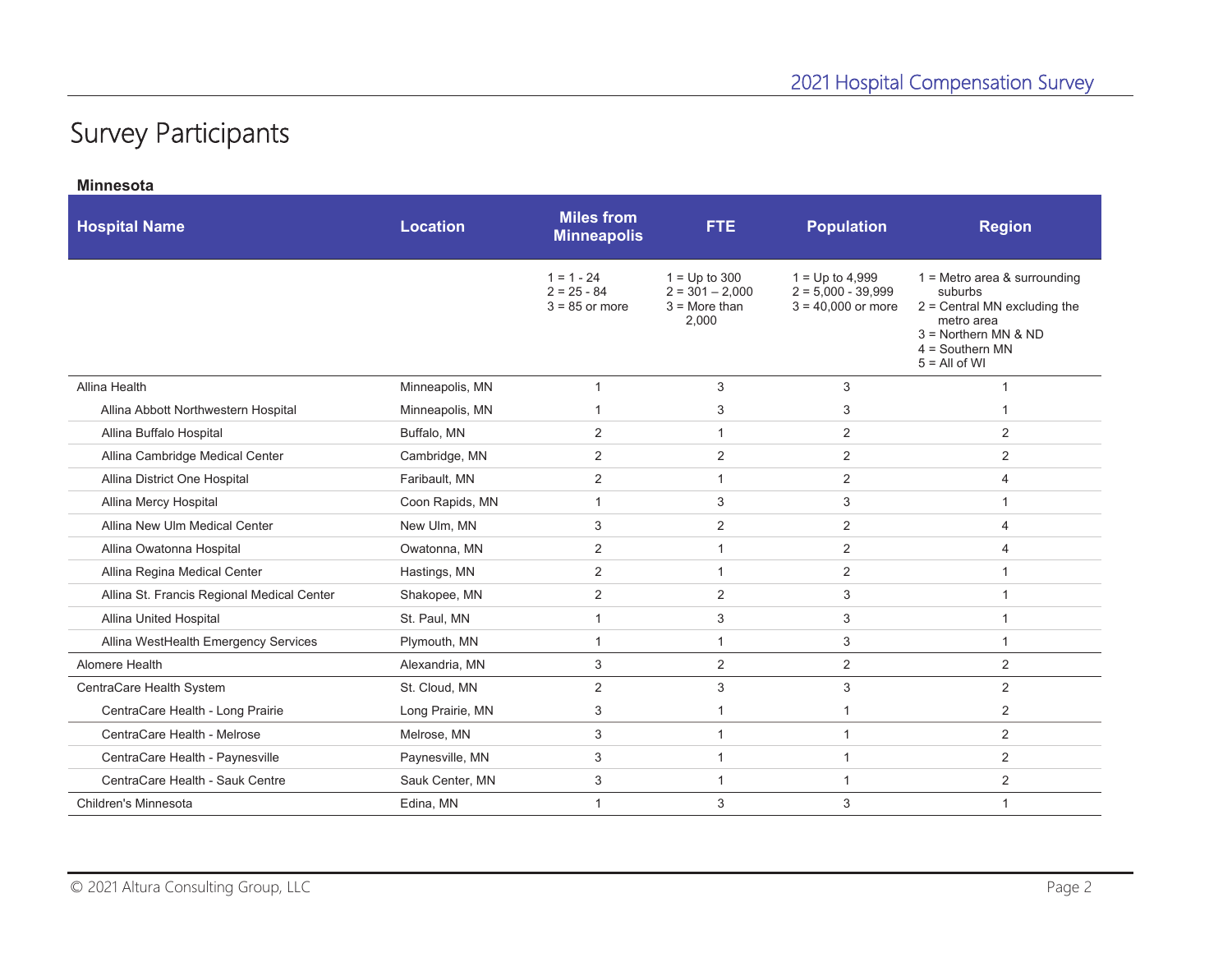# Survey Participants

**Minnesota**

| Hospital Name | Location | Miles from Minneapolis | FTE | Population | Region |
|---|---|---|---|---|---|
| | | 1 = 1 - 24<br>2 = 25 - 84<br>3 = 85 or more | 1 = Up to 300<br>2 = 301 – 2,000<br>3 = More than 2,000 | 1 = Up to 4,999<br>2 = 5,000 - 39,999<br>3 = 40,000 or more | 1 = Metro area & surrounding suburbs<br>2 = Central MN excluding the metro area<br>3 = Northern MN & ND<br>4 = Southern MN<br>5 = All of WI |
| Allina Health | Minneapolis, MN | 1 | 3 | 3 | 1 |
| Allina Abbott Northwestern Hospital | Minneapolis, MN | 1 | 3 | 3 | 1 |
| Allina Buffalo Hospital | Buffalo, MN | 2 | 1 | 2 | 2 |
| Allina Cambridge Medical Center | Cambridge, MN | 2 | 2 | 2 | 2 |
| Allina District One Hospital | Faribault, MN | 2 | 1 | 2 | 4 |
| Allina Mercy Hospital | Coon Rapids, MN | 1 | 3 | 3 | 1 |
| Allina New Ulm Medical Center | New Ulm, MN | 3 | 2 | 2 | 4 |
| Allina Owatonna Hospital | Owatonna, MN | 2 | 1 | 2 | 4 |
| Allina Regina Medical Center | Hastings, MN | 2 | 1 | 2 | 1 |
| Allina St. Francis Regional Medical Center | Shakopee, MN | 2 | 2 | 3 | 1 |
| Allina United Hospital | St. Paul, MN | 1 | 3 | 3 | 1 |
| Allina WestHealth Emergency Services | Plymouth, MN | 1 | 1 | 3 | 1 |
| Alomere Health | Alexandria, MN | 3 | 2 | 2 | 2 |
| CentraCare Health System | St. Cloud, MN | 2 | 3 | 3 | 2 |
| CentraCare Health - Long Prairie | Long Prairie, MN | 3 | 1 | 1 | 2 |
| CentraCare Health - Melrose | Melrose, MN | 3 | 1 | 1 | 2 |
| CentraCare Health - Paynesville | Paynesville, MN | 3 | 1 | 1 | 2 |
| CentraCare Health - Sauk Centre | Sauk Center, MN | 3 | 1 | 1 | 2 |
| Children's Minnesota | Edina, MN | 1 | 3 | 3 | 1 |

© 2021 Altura Consulting Group, LLC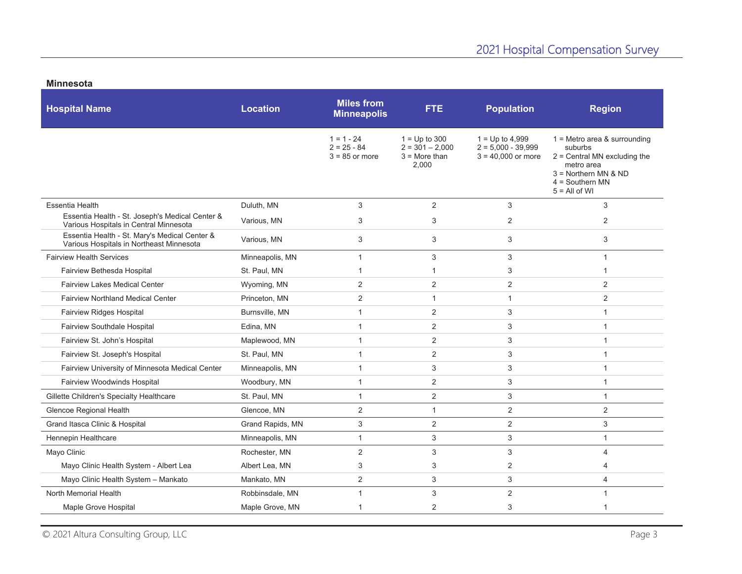## Minnesota

| Hospital Name | Location | Miles from Minneapolis | FTE | Population | Region |
|---|---|---|---|---|---|
| | | 1 = 1 - 24<br>2 = 25 - 84<br>3 = 85 or more | 1 = Up to 300<br>2 = 301 – 2,000<br>3 = More than 2,000 | 1 = Up to 4,999<br>2 = 5,000 - 39,999<br>3 = 40,000 or more | 1 = Metro area & surrounding suburbs<br>2 = Central MN excluding the metro area<br>3 = Northern MN & ND<br>4 = Southern MN<br>5 = All of WI |
| Essentia Health | Duluth, MN | 3 | 2 | 3 | 3 |
| Essentia Health - St. Joseph's Medical Center & Various Hospitals in Central Minnesota | Various, MN | 3 | 3 | 2 | 2 |
| Essentia Health - St. Mary's Medical Center & Various Hospitals in Northeast Minnesota | Various, MN | 3 | 3 | 3 | 3 |
| Fairview Health Services | Minneapolis, MN | 1 | 3 | 3 | 1 |
| Fairview Bethesda Hospital | St. Paul, MN | 1 | 1 | 3 | 1 |
| Fairview Lakes Medical Center | Wyoming, MN | 2 | 2 | 2 | 2 |
| Fairview Northland Medical Center | Princeton, MN | 2 | 1 | 1 | 2 |
| Fairview Ridges Hospital | Burnsville, MN | 1 | 2 | 3 | 1 |
| Fairview Southdale Hospital | Edina, MN | 1 | 2 | 3 | 1 |
| Fairview St. John's Hospital | Maplewood, MN | 1 | 2 | 3 | 1 |
| Fairview St. Joseph's Hospital | St. Paul, MN | 1 | 2 | 3 | 1 |
| Fairview University of Minnesota Medical Center | Minneapolis, MN | 1 | 3 | 3 | 1 |
| Fairview Woodwinds Hospital | Woodbury, MN | 1 | 2 | 3 | 1 |
| Gillette Children's Specialty Healthcare | St. Paul, MN | 1 | 2 | 3 | 1 |
| Glencoe Regional Health | Glencoe, MN | 2 | 1 | 2 | 2 |
| Grand Itasca Clinic & Hospital | Grand Rapids, MN | 3 | 2 | 2 | 3 |
| Hennepin Healthcare | Minneapolis, MN | 1 | 3 | 3 | 1 |
| Mayo Clinic | Rochester, MN | 2 | 3 | 3 | 4 |
| Mayo Clinic Health System - Albert Lea | Albert Lea, MN | 3 | 3 | 2 | 4 |
| Mayo Clinic Health System – Mankato | Mankato, MN | 2 | 3 | 3 | 4 |
| North Memorial Health | Robbinsdale, MN | 1 | 3 | 2 | 1 |
| Maple Grove Hospital | Maple Grove, MN | 1 | 2 | 3 | 1 |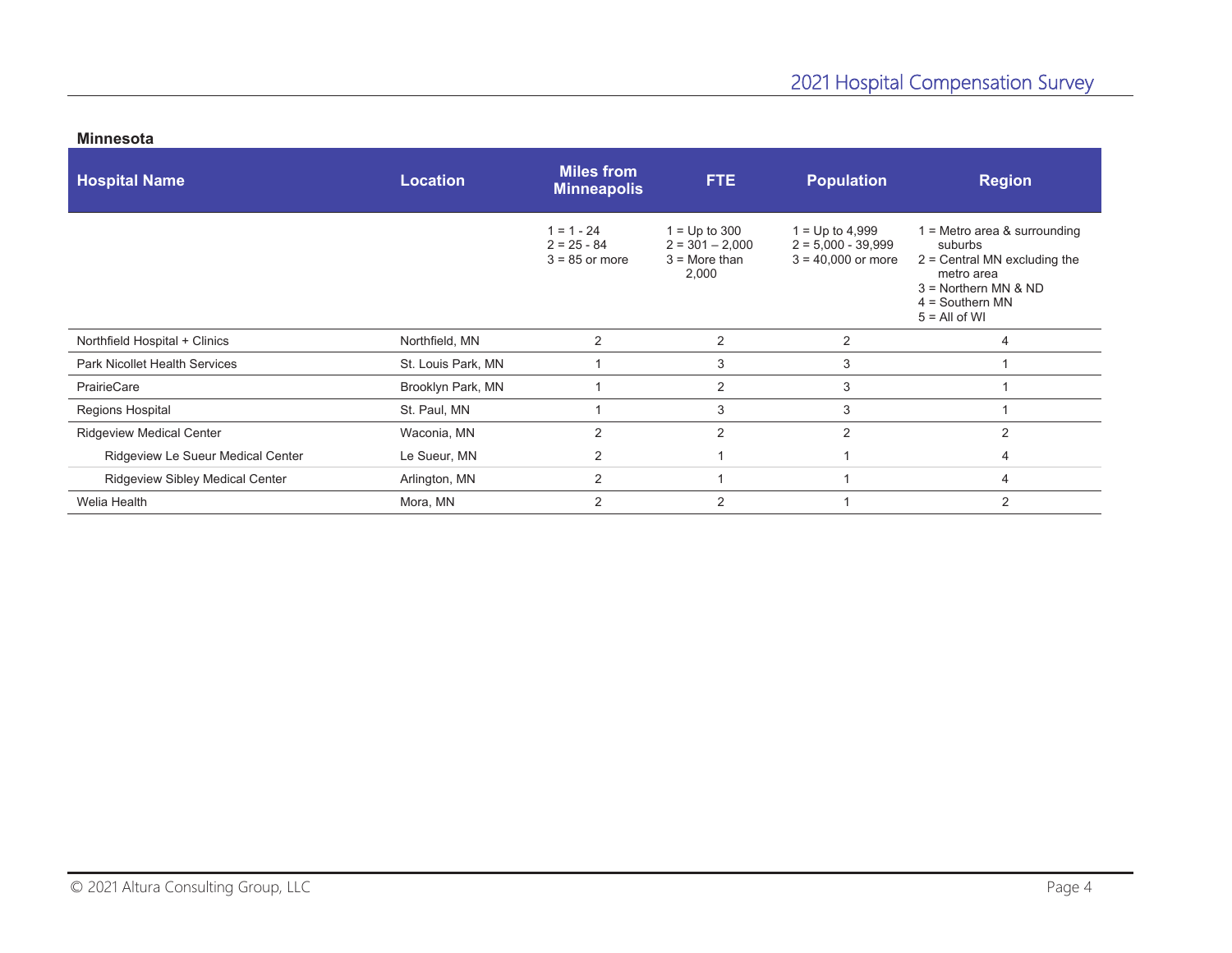## Minnesota

| Hospital Name | Location | Miles from Minneapolis | FTE | Population | Region |
|---|---|---|---|---|---|
| | | 1 = 1 - 24<br>2 = 25 - 84<br>3 = 85 or more | 1 = Up to 300<br>2 = 301 – 2,000<br>3 = More than 2,000 | 1 = Up to 4,999<br>2 = 5,000 - 39,999<br>3 = 40,000 or more | 1 = Metro area & surrounding suburbs<br>2 = Central MN excluding the metro area<br>3 = Northern MN & ND<br>4 = Southern MN<br>5 = All of WI |
| Northfield Hospital + Clinics | Northfield, MN | 2 | 2 | 2 | 4 |
| Park Nicollet Health Services | St. Louis Park, MN | 1 | 3 | 3 | 1 |
| PrairieCare | Brooklyn Park, MN | 1 | 2 | 3 | 1 |
| Regions Hospital | St. Paul, MN | 1 | 3 | 3 | 1 |
| Ridgeview Medical Center | Waconia, MN | 2 | 2 | 2 | 2 |
| Ridgeview Le Sueur Medical Center | Le Sueur, MN | 2 | 1 | 1 | 4 |
| Ridgeview Sibley Medical Center | Arlington, MN | 2 | 1 | 1 | 4 |
| Welia Health | Mora, MN | 2 | 2 | 1 | 2 |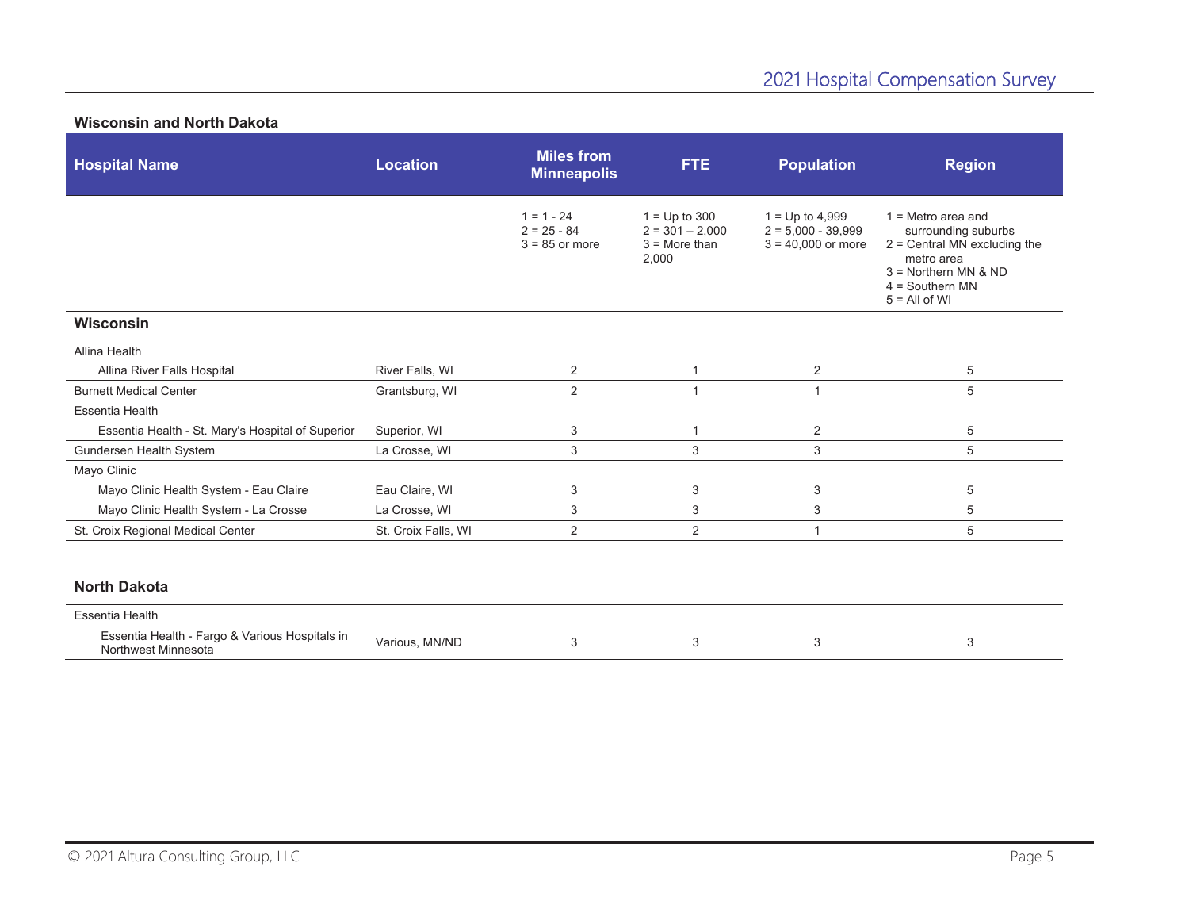### Wisconsin and North Dakota

| Hospital Name | Location | Miles from Minneapolis | FTE | Population | Region |
|---|---|---|---|---|---|
| | | 1 = 1 - 24<br>2 = 25 - 84<br>3 = 85 or more | 1 = Up to 300<br>2 = 301 – 2,000<br>3 = More than 2,000 | 1 = Up to 4,999<br>2 = 5,000 - 39,999<br>3 = 40,000 or more | 1 = Metro area and surrounding suburbs<br>2 = Central MN excluding the metro area<br>3 = Northern MN & ND<br>4 = Southern MN<br>5 = All of WI |
| **Wisconsin** | | | | | |
| Allina Health | | | | | |
| Allina River Falls Hospital | River Falls, WI | 2 | 1 | 2 | 5 |
| Burnett Medical Center | Grantsburg, WI | 2 | 1 | 1 | 5 |
| Essentia Health | | | | | |
| Essentia Health - St. Mary's Hospital of Superior | Superior, WI | 3 | 1 | 2 | 5 |
| Gundersen Health System | La Crosse, WI | 3 | 3 | 3 | 5 |
| Mayo Clinic | | | | | |
| Mayo Clinic Health System - Eau Claire | Eau Claire, WI | 3 | 3 | 3 | 5 |
| Mayo Clinic Health System - La Crosse | La Crosse, WI | 3 | 3 | 3 | 5 |
| St. Croix Regional Medical Center | St. Croix Falls, WI | 2 | 2 | 1 | 5 |
| **North Dakota** | | | | | |
| Essentia Health | | | | | |
| Essentia Health - Fargo & Various Hospitals in Northwest Minnesota | Various, MN/ND | 3 | 3 | 3 | 3 |